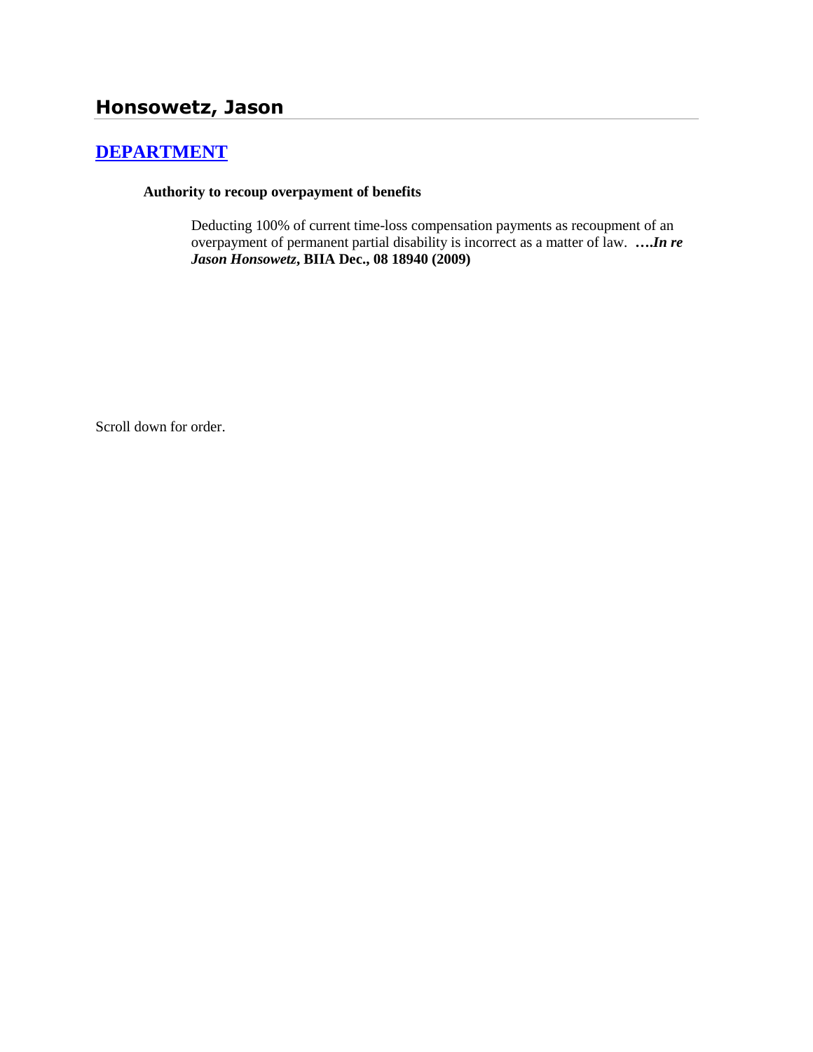## Honsowetz, Jason

### DEPARTMENT

**Authority to recoup overpayment of benefits**

Deducting 100% of current time-loss compensation payments as recoupment of an overpayment of permanent partial disability is incorrect as a matter of law. **….*In re Jason Honsowetz*, BIIA Dec., 08 18940 (2009)**

Scroll down for order.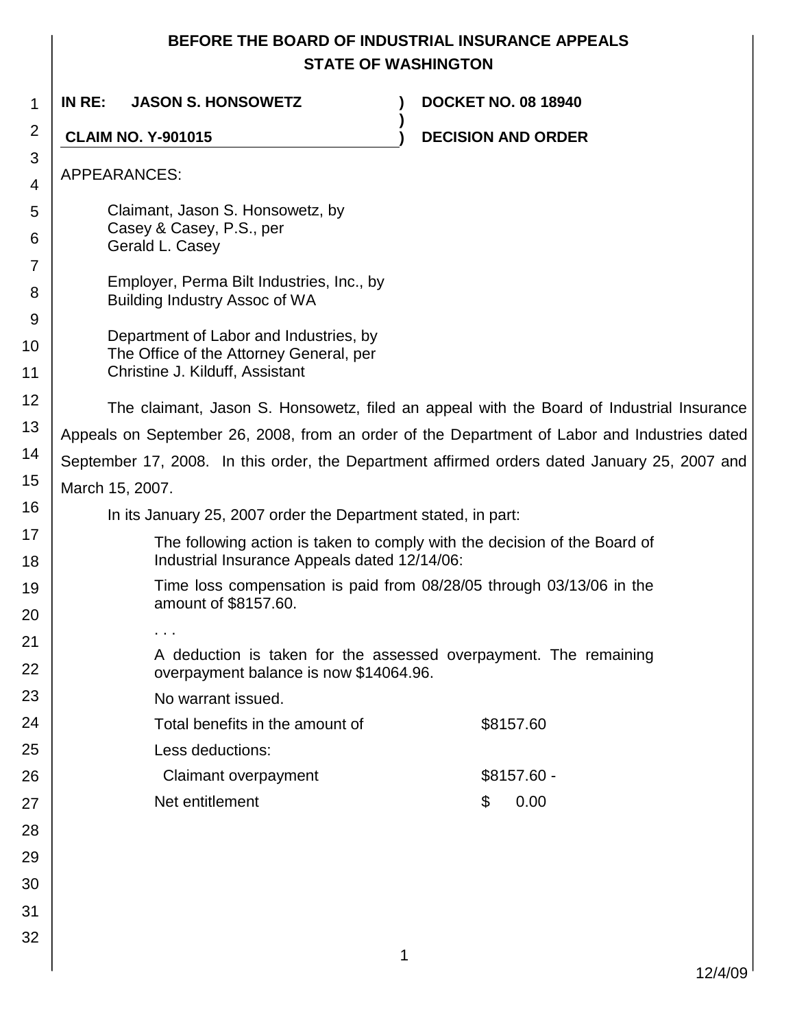**BEFORE THE BOARD OF INDUSTRIAL INSURANCE APPEALS**
**STATE OF WASHINGTON**

| **IN RE: JASON S. HONSOWETZ** | **)** | **DOCKET NO. 08 18940** |
|---|---|---|
| | **)** | |
| **CLAIM NO. Y-901015** | **)** | **DECISION AND ORDER** |

APPEARANCES:

Claimant, Jason S. Honsowetz, by
Casey & Casey, P.S., per
Gerald L. Casey

Employer, Perma Bilt Industries, Inc., by
Building Industry Assoc of WA

Department of Labor and Industries, by
The Office of the Attorney General, per
Christine J. Kilduff, Assistant

The claimant, Jason S. Honsowetz, filed an appeal with the Board of Industrial Insurance Appeals on September 26, 2008, from an order of the Department of Labor and Industries dated September 17, 2008. In this order, the Department affirmed orders dated January 25, 2007 and March 15, 2007.

In its January 25, 2007 order the Department stated, in part:

> The following action is taken to comply with the decision of the Board of Industrial Insurance Appeals dated 12/14/06:
>
> Time loss compensation is paid from 08/28/05 through 03/13/06 in the amount of $8157.60.
>
> . . .
>
> A deduction is taken for the assessed overpayment. The remaining overpayment balance is now $14064.96.
>
> No warrant issued.

| | |
|---|---|
| Total benefits in the amount of | $8157.60 |
| Less deductions: | |
| Claimant overpayment | $8157.60 - |
| Net entitlement | $ 0.00 |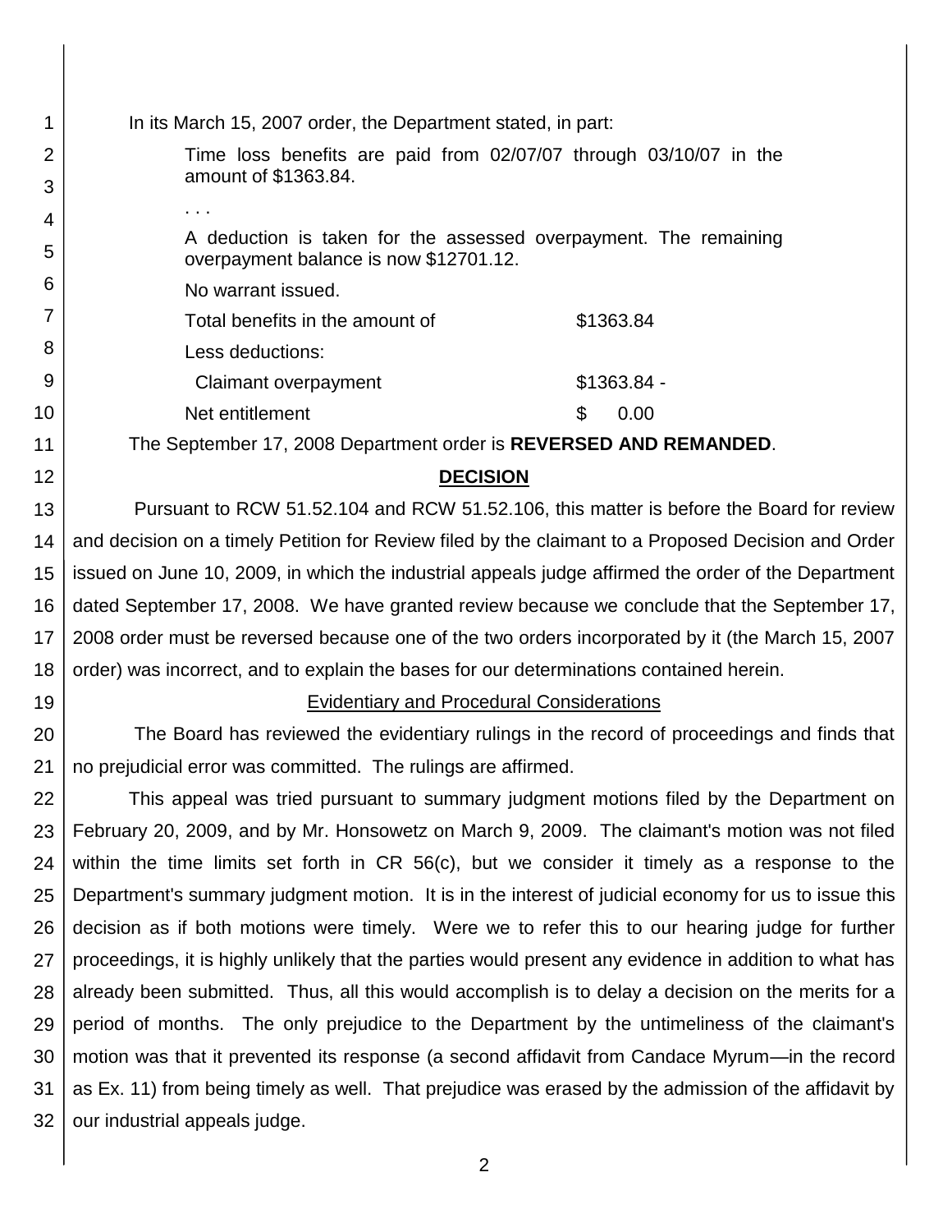In its March 15, 2007 order, the Department stated, in part:

> Time loss benefits are paid from 02/07/07 through 03/10/07 in the amount of $1363.84.
>
> . . .
>
> A deduction is taken for the assessed overpayment. The remaining overpayment balance is now $12701.12.
>
> No warrant issued.
>
> | | |
> |---|---|
> | Total benefits in the amount of | $1363.84 |
> | Less deductions: | |
> | Claimant overpayment | $1363.84 - |
> | Net entitlement | $ 0.00 |

The September 17, 2008 Department order is **REVERSED AND REMANDED**.

## DECISION

Pursuant to RCW 51.52.104 and RCW 51.52.106, this matter is before the Board for review and decision on a timely Petition for Review filed by the claimant to a Proposed Decision and Order issued on June 10, 2009, in which the industrial appeals judge affirmed the order of the Department dated September 17, 2008. We have granted review because we conclude that the September 17, 2008 order must be reversed because one of the two orders incorporated by it (the March 15, 2007 order) was incorrect, and to explain the bases for our determinations contained herein.

### Evidentiary and Procedural Considerations

The Board has reviewed the evidentiary rulings in the record of proceedings and finds that no prejudicial error was committed. The rulings are affirmed.

This appeal was tried pursuant to summary judgment motions filed by the Department on February 20, 2009, and by Mr. Honsowetz on March 9, 2009. The claimant's motion was not filed within the time limits set forth in CR 56(c), but we consider it timely as a response to the Department's summary judgment motion. It is in the interest of judicial economy for us to issue this decision as if both motions were timely. Were we to refer this to our hearing judge for further proceedings, it is highly unlikely that the parties would present any evidence in addition to what has already been submitted. Thus, all this would accomplish is to delay a decision on the merits for a period of months. The only prejudice to the Department by the untimeliness of the claimant's motion was that it prevented its response (a second affidavit from Candace Myrum—in the record as Ex. 11) from being timely as well. That prejudice was erased by the admission of the affidavit by our industrial appeals judge.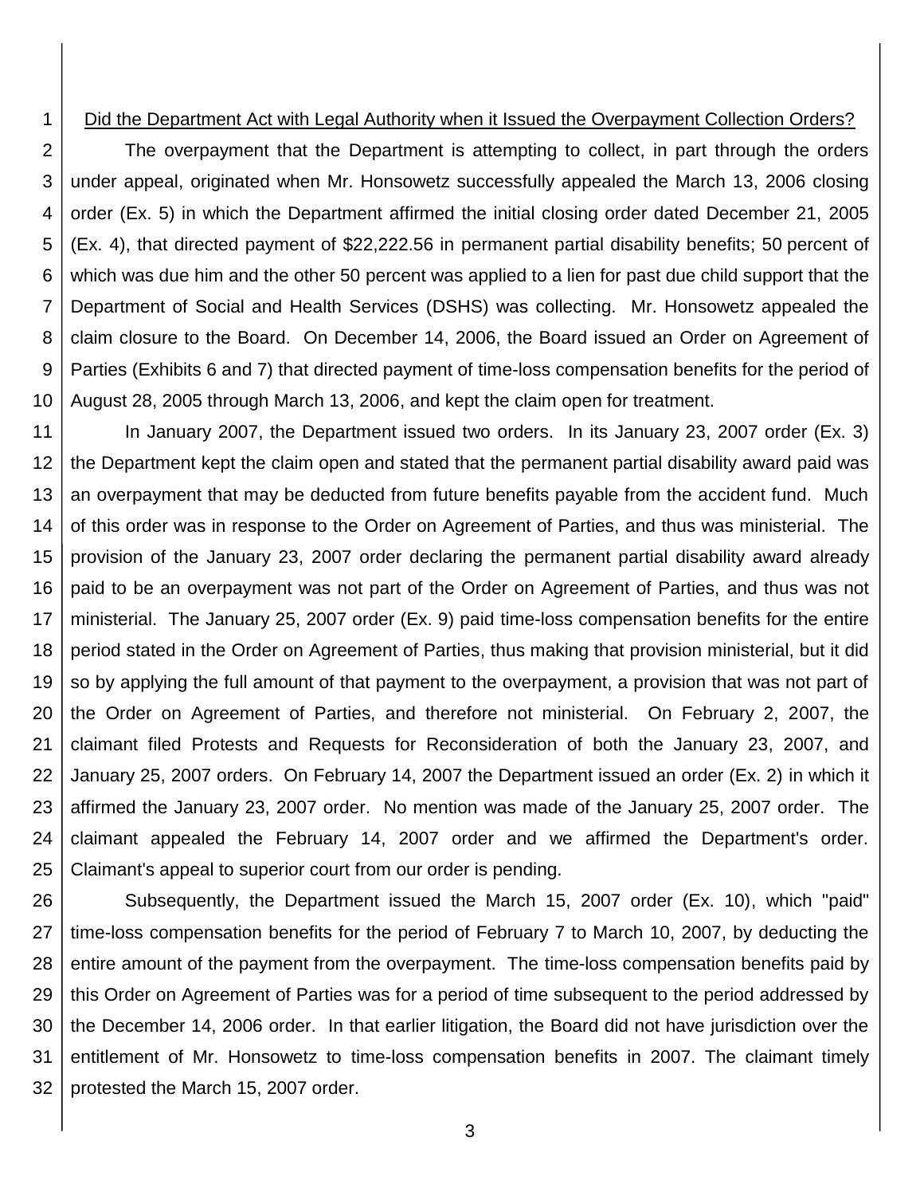Did the Department Act with Legal Authority when it Issued the Overpayment Collection Orders?

The overpayment that the Department is attempting to collect, in part through the orders under appeal, originated when Mr. Honsowetz successfully appealed the March 13, 2006 closing order (Ex. 5) in which the Department affirmed the initial closing order dated December 21, 2005 (Ex. 4), that directed payment of $22,222.56 in permanent partial disability benefits; 50 percent of which was due him and the other 50 percent was applied to a lien for past due child support that the Department of Social and Health Services (DSHS) was collecting. Mr. Honsowetz appealed the claim closure to the Board. On December 14, 2006, the Board issued an Order on Agreement of Parties (Exhibits 6 and 7) that directed payment of time-loss compensation benefits for the period of August 28, 2005 through March 13, 2006, and kept the claim open for treatment.

In January 2007, the Department issued two orders. In its January 23, 2007 order (Ex. 3) the Department kept the claim open and stated that the permanent partial disability award paid was an overpayment that may be deducted from future benefits payable from the accident fund. Much of this order was in response to the Order on Agreement of Parties, and thus was ministerial. The provision of the January 23, 2007 order declaring the permanent partial disability award already paid to be an overpayment was not part of the Order on Agreement of Parties, and thus was not ministerial. The January 25, 2007 order (Ex. 9) paid time-loss compensation benefits for the entire period stated in the Order on Agreement of Parties, thus making that provision ministerial, but it did so by applying the full amount of that payment to the overpayment, a provision that was not part of the Order on Agreement of Parties, and therefore not ministerial. On February 2, 2007, the claimant filed Protests and Requests for Reconsideration of both the January 23, 2007, and January 25, 2007 orders. On February 14, 2007 the Department issued an order (Ex. 2) in which it affirmed the January 23, 2007 order. No mention was made of the January 25, 2007 order. The claimant appealed the February 14, 2007 order and we affirmed the Department's order. Claimant's appeal to superior court from our order is pending.

Subsequently, the Department issued the March 15, 2007 order (Ex. 10), which "paid" time-loss compensation benefits for the period of February 7 to March 10, 2007, by deducting the entire amount of the payment from the overpayment. The time-loss compensation benefits paid by this Order on Agreement of Parties was for a period of time subsequent to the period addressed by the December 14, 2006 order. In that earlier litigation, the Board did not have jurisdiction over the entitlement of Mr. Honsowetz to time-loss compensation benefits in 2007. The claimant timely protested the March 15, 2007 order.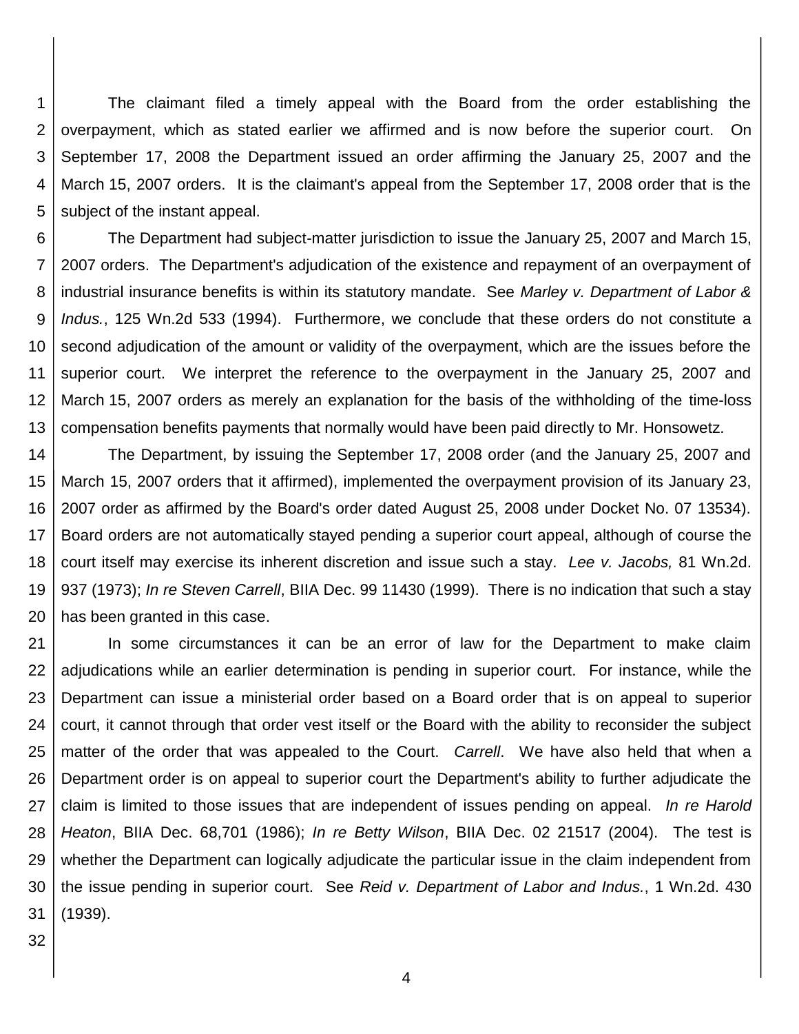The claimant filed a timely appeal with the Board from the order establishing the overpayment, which as stated earlier we affirmed and is now before the superior court. On September 17, 2008 the Department issued an order affirming the January 25, 2007 and the March 15, 2007 orders. It is the claimant's appeal from the September 17, 2008 order that is the subject of the instant appeal.

The Department had subject-matter jurisdiction to issue the January 25, 2007 and March 15, 2007 orders. The Department's adjudication of the existence and repayment of an overpayment of industrial insurance benefits is within its statutory mandate. See *Marley v. Department of Labor & Indus.*, 125 Wn.2d 533 (1994). Furthermore, we conclude that these orders do not constitute a second adjudication of the amount or validity of the overpayment, which are the issues before the superior court. We interpret the reference to the overpayment in the January 25, 2007 and March 15, 2007 orders as merely an explanation for the basis of the withholding of the time-loss compensation benefits payments that normally would have been paid directly to Mr. Honsowetz.

The Department, by issuing the September 17, 2008 order (and the January 25, 2007 and March 15, 2007 orders that it affirmed), implemented the overpayment provision of its January 23, 2007 order as affirmed by the Board's order dated August 25, 2008 under Docket No. 07 13534). Board orders are not automatically stayed pending a superior court appeal, although of course the court itself may exercise its inherent discretion and issue such a stay. *Lee v. Jacobs,* 81 Wn.2d. 937 (1973); *In re Steven Carrell*, BIIA Dec. 99 11430 (1999). There is no indication that such a stay has been granted in this case.

In some circumstances it can be an error of law for the Department to make claim adjudications while an earlier determination is pending in superior court. For instance, while the Department can issue a ministerial order based on a Board order that is on appeal to superior court, it cannot through that order vest itself or the Board with the ability to reconsider the subject matter of the order that was appealed to the Court. *Carrell*. We have also held that when a Department order is on appeal to superior court the Department's ability to further adjudicate the claim is limited to those issues that are independent of issues pending on appeal. *In re Harold Heaton*, BIIA Dec. 68,701 (1986); *In re Betty Wilson*, BIIA Dec. 02 21517 (2004). The test is whether the Department can logically adjudicate the particular issue in the claim independent from the issue pending in superior court. See *Reid v. Department of Labor and Indus.*, 1 Wn.2d. 430 (1939).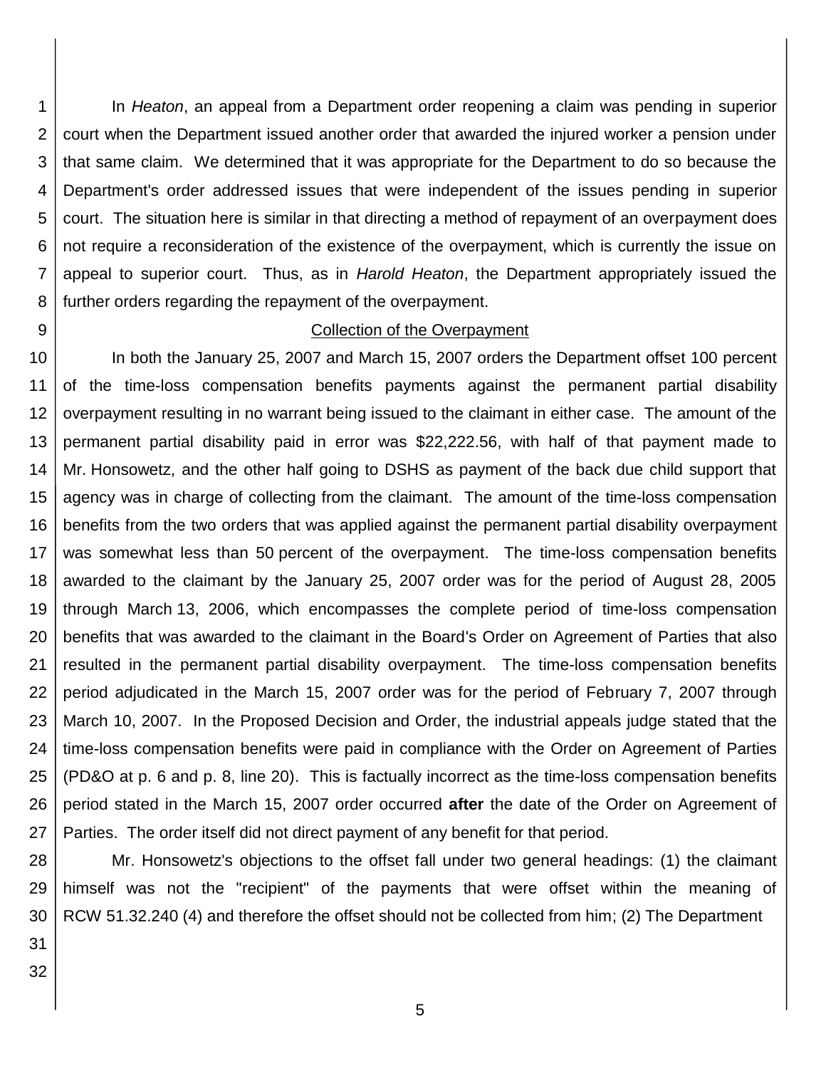In *Heaton*, an appeal from a Department order reopening a claim was pending in superior court when the Department issued another order that awarded the injured worker a pension under that same claim. We determined that it was appropriate for the Department to do so because the Department's order addressed issues that were independent of the issues pending in superior court. The situation here is similar in that directing a method of repayment of an overpayment does not require a reconsideration of the existence of the overpayment, which is currently the issue on appeal to superior court. Thus, as in *Harold Heaton*, the Department appropriately issued the further orders regarding the repayment of the overpayment.

<u>Collection of the Overpayment</u>

In both the January 25, 2007 and March 15, 2007 orders the Department offset 100 percent of the time-loss compensation benefits payments against the permanent partial disability overpayment resulting in no warrant being issued to the claimant in either case. The amount of the permanent partial disability paid in error was $22,222.56, with half of that payment made to Mr. Honsowetz, and the other half going to DSHS as payment of the back due child support that agency was in charge of collecting from the claimant. The amount of the time-loss compensation benefits from the two orders that was applied against the permanent partial disability overpayment was somewhat less than 50 percent of the overpayment. The time-loss compensation benefits awarded to the claimant by the January 25, 2007 order was for the period of August 28, 2005 through March 13, 2006, which encompasses the complete period of time-loss compensation benefits that was awarded to the claimant in the Board's Order on Agreement of Parties that also resulted in the permanent partial disability overpayment. The time-loss compensation benefits period adjudicated in the March 15, 2007 order was for the period of February 7, 2007 through March 10, 2007. In the Proposed Decision and Order, the industrial appeals judge stated that the time-loss compensation benefits were paid in compliance with the Order on Agreement of Parties (PD&O at p. 6 and p. 8, line 20). This is factually incorrect as the time-loss compensation benefits period stated in the March 15, 2007 order occurred **after** the date of the Order on Agreement of Parties. The order itself did not direct payment of any benefit for that period.

Mr. Honsowetz's objections to the offset fall under two general headings: (1) the claimant himself was not the "recipient" of the payments that were offset within the meaning of RCW 51.32.240 (4) and therefore the offset should not be collected from him; (2) The Department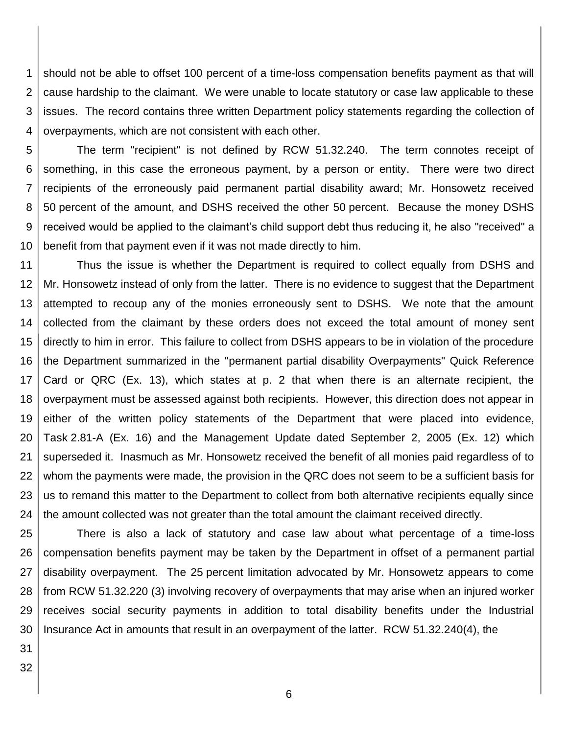should not be able to offset 100 percent of a time-loss compensation benefits payment as that will cause hardship to the claimant. We were unable to locate statutory or case law applicable to these issues. The record contains three written Department policy statements regarding the collection of overpayments, which are not consistent with each other.

The term "recipient" is not defined by RCW 51.32.240. The term connotes receipt of something, in this case the erroneous payment, by a person or entity. There were two direct recipients of the erroneously paid permanent partial disability award; Mr. Honsowetz received 50 percent of the amount, and DSHS received the other 50 percent. Because the money DSHS received would be applied to the claimant's child support debt thus reducing it, he also "received" a benefit from that payment even if it was not made directly to him.

Thus the issue is whether the Department is required to collect equally from DSHS and Mr. Honsowetz instead of only from the latter. There is no evidence to suggest that the Department attempted to recoup any of the monies erroneously sent to DSHS. We note that the amount collected from the claimant by these orders does not exceed the total amount of money sent directly to him in error. This failure to collect from DSHS appears to be in violation of the procedure the Department summarized in the "permanent partial disability Overpayments" Quick Reference Card or QRC (Ex. 13), which states at p. 2 that when there is an alternate recipient, the overpayment must be assessed against both recipients. However, this direction does not appear in either of the written policy statements of the Department that were placed into evidence, Task 2.81-A (Ex. 16) and the Management Update dated September 2, 2005 (Ex. 12) which superseded it. Inasmuch as Mr. Honsowetz received the benefit of all monies paid regardless of to whom the payments were made, the provision in the QRC does not seem to be a sufficient basis for us to remand this matter to the Department to collect from both alternative recipients equally since the amount collected was not greater than the total amount the claimant received directly.

There is also a lack of statutory and case law about what percentage of a time-loss compensation benefits payment may be taken by the Department in offset of a permanent partial disability overpayment. The 25 percent limitation advocated by Mr. Honsowetz appears to come from RCW 51.32.220 (3) involving recovery of overpayments that may arise when an injured worker receives social security payments in addition to total disability benefits under the Industrial Insurance Act in amounts that result in an overpayment of the latter. RCW 51.32.240(4), the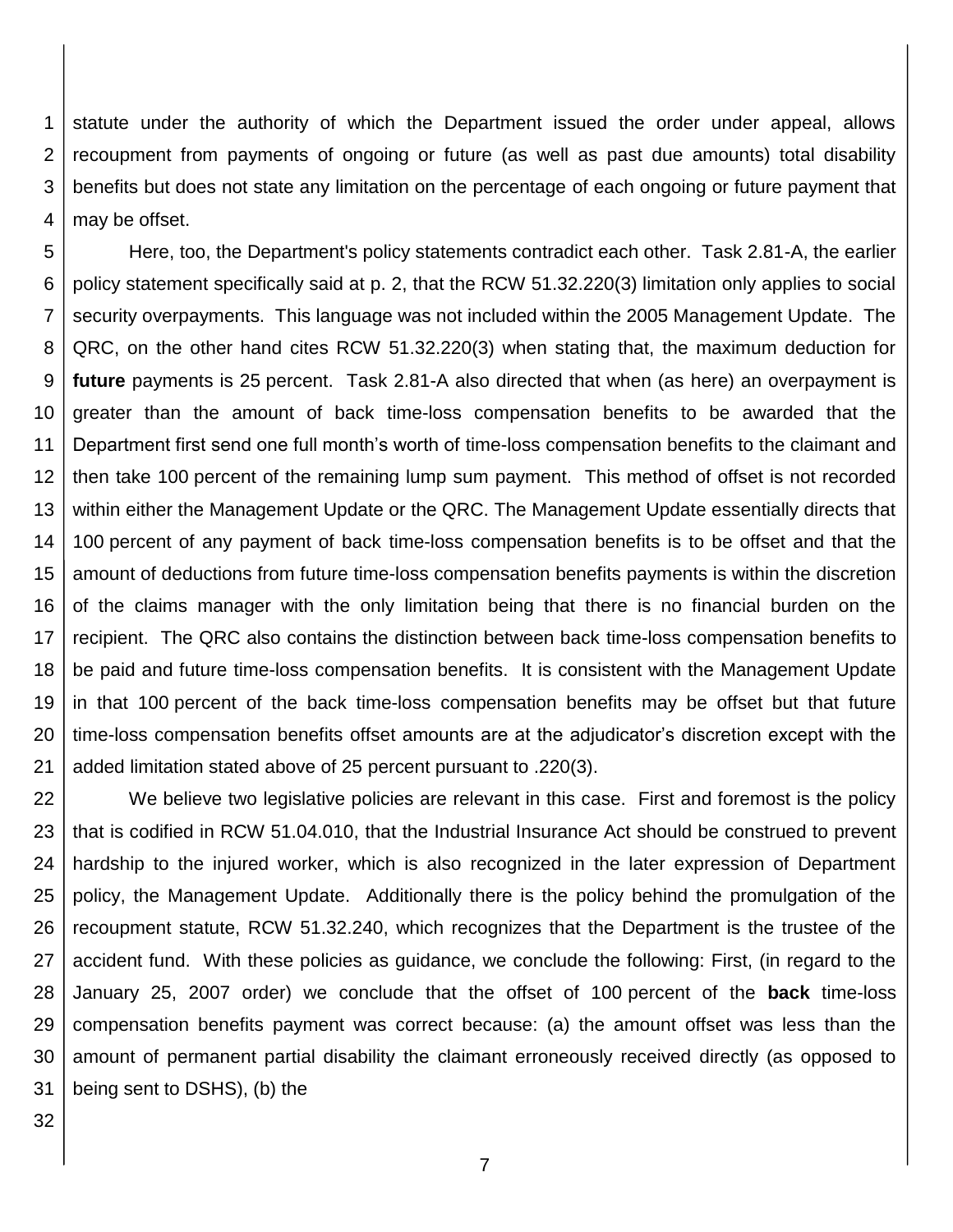statute under the authority of which the Department issued the order under appeal, allows recoupment from payments of ongoing or future (as well as past due amounts) total disability benefits but does not state any limitation on the percentage of each ongoing or future payment that may be offset.

Here, too, the Department's policy statements contradict each other. Task 2.81-A, the earlier policy statement specifically said at p. 2, that the RCW 51.32.220(3) limitation only applies to social security overpayments. This language was not included within the 2005 Management Update. The QRC, on the other hand cites RCW 51.32.220(3) when stating that, the maximum deduction for **future** payments is 25 percent. Task 2.81-A also directed that when (as here) an overpayment is greater than the amount of back time-loss compensation benefits to be awarded that the Department first send one full month's worth of time-loss compensation benefits to the claimant and then take 100 percent of the remaining lump sum payment. This method of offset is not recorded within either the Management Update or the QRC. The Management Update essentially directs that 100 percent of any payment of back time-loss compensation benefits is to be offset and that the amount of deductions from future time-loss compensation benefits payments is within the discretion of the claims manager with the only limitation being that there is no financial burden on the recipient. The QRC also contains the distinction between back time-loss compensation benefits to be paid and future time-loss compensation benefits. It is consistent with the Management Update in that 100 percent of the back time-loss compensation benefits may be offset but that future time-loss compensation benefits offset amounts are at the adjudicator's discretion except with the added limitation stated above of 25 percent pursuant to .220(3).

We believe two legislative policies are relevant in this case. First and foremost is the policy that is codified in RCW 51.04.010, that the Industrial Insurance Act should be construed to prevent hardship to the injured worker, which is also recognized in the later expression of Department policy, the Management Update. Additionally there is the policy behind the promulgation of the recoupment statute, RCW 51.32.240, which recognizes that the Department is the trustee of the accident fund. With these policies as guidance, we conclude the following: First, (in regard to the January 25, 2007 order) we conclude that the offset of 100 percent of the **back** time-loss compensation benefits payment was correct because: (a) the amount offset was less than the amount of permanent partial disability the claimant erroneously received directly (as opposed to being sent to DSHS), (b) the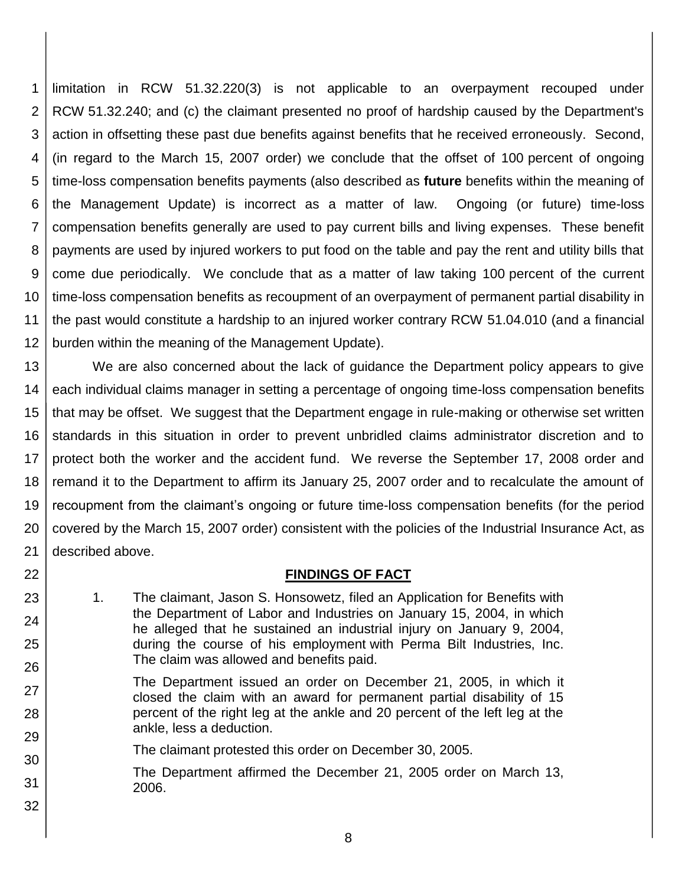limitation in RCW 51.32.220(3) is not applicable to an overpayment recouped under RCW 51.32.240; and (c) the claimant presented no proof of hardship caused by the Department's action in offsetting these past due benefits against benefits that he received erroneously. Second, (in regard to the March 15, 2007 order) we conclude that the offset of 100 percent of ongoing time-loss compensation benefits payments (also described as **future** benefits within the meaning of the Management Update) is incorrect as a matter of law. Ongoing (or future) time-loss compensation benefits generally are used to pay current bills and living expenses. These benefit payments are used by injured workers to put food on the table and pay the rent and utility bills that come due periodically. We conclude that as a matter of law taking 100 percent of the current time-loss compensation benefits as recoupment of an overpayment of permanent partial disability in the past would constitute a hardship to an injured worker contrary RCW 51.04.010 (and a financial burden within the meaning of the Management Update).

We are also concerned about the lack of guidance the Department policy appears to give each individual claims manager in setting a percentage of ongoing time-loss compensation benefits that may be offset. We suggest that the Department engage in rule-making or otherwise set written standards in this situation in order to prevent unbridled claims administrator discretion and to protect both the worker and the accident fund. We reverse the September 17, 2008 order and remand it to the Department to affirm its January 25, 2007 order and to recalculate the amount of recoupment from the claimant's ongoing or future time-loss compensation benefits (for the period covered by the March 15, 2007 order) consistent with the policies of the Industrial Insurance Act, as described above.

## FINDINGS OF FACT

1. The claimant, Jason S. Honsowetz, filed an Application for Benefits with the Department of Labor and Industries on January 15, 2004, in which he alleged that he sustained an industrial injury on January 9, 2004, during the course of his employment with Perma Bilt Industries, Inc. The claim was allowed and benefits paid.

   The Department issued an order on December 21, 2005, in which it closed the claim with an award for permanent partial disability of 15 percent of the right leg at the ankle and 20 percent of the left leg at the ankle, less a deduction.

   The claimant protested this order on December 30, 2005.

   The Department affirmed the December 21, 2005 order on March 13, 2006.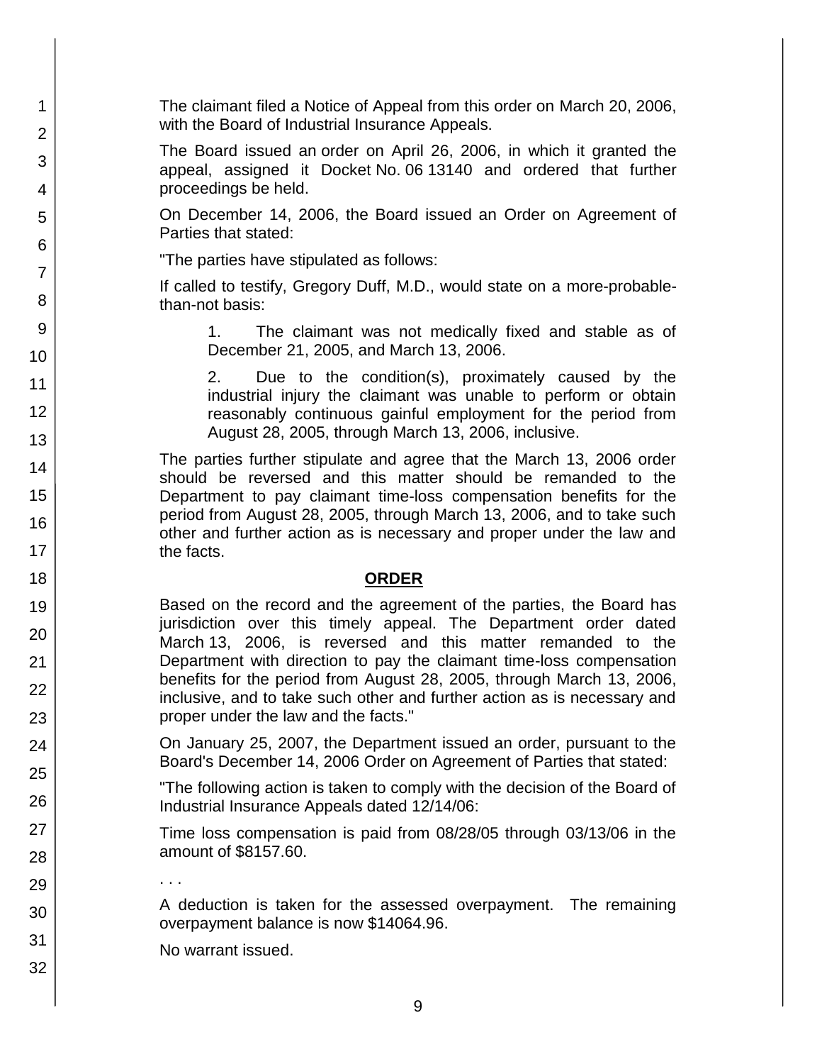The claimant filed a Notice of Appeal from this order on March 20, 2006, with the Board of Industrial Insurance Appeals.

The Board issued an order on April 26, 2006, in which it granted the appeal, assigned it Docket No. 06 13140 and ordered that further proceedings be held.

On December 14, 2006, the Board issued an Order on Agreement of Parties that stated:

"The parties have stipulated as follows:

If called to testify, Gregory Duff, M.D., would state on a more-probable-than-not basis:

> 1. The claimant was not medically fixed and stable as of December 21, 2005, and March 13, 2006.
>
> 2. Due to the condition(s), proximately caused by the industrial injury the claimant was unable to perform or obtain reasonably continuous gainful employment for the period from August 28, 2005, through March 13, 2006, inclusive.

The parties further stipulate and agree that the March 13, 2006 order should be reversed and this matter should be remanded to the Department to pay claimant time-loss compensation benefits for the period from August 28, 2005, through March 13, 2006, and to take such other and further action as is necessary and proper under the law and the facts.

**ORDER**

Based on the record and the agreement of the parties, the Board has jurisdiction over this timely appeal. The Department order dated March 13, 2006, is reversed and this matter remanded to the Department with direction to pay the claimant time-loss compensation benefits for the period from August 28, 2005, through March 13, 2006, inclusive, and to take such other and further action as is necessary and proper under the law and the facts."

On January 25, 2007, the Department issued an order, pursuant to the Board's December 14, 2006 Order on Agreement of Parties that stated:

"The following action is taken to comply with the decision of the Board of Industrial Insurance Appeals dated 12/14/06:

Time loss compensation is paid from 08/28/05 through 03/13/06 in the amount of $8157.60.

. . .

A deduction is taken for the assessed overpayment. The remaining overpayment balance is now $14064.96.

No warrant issued.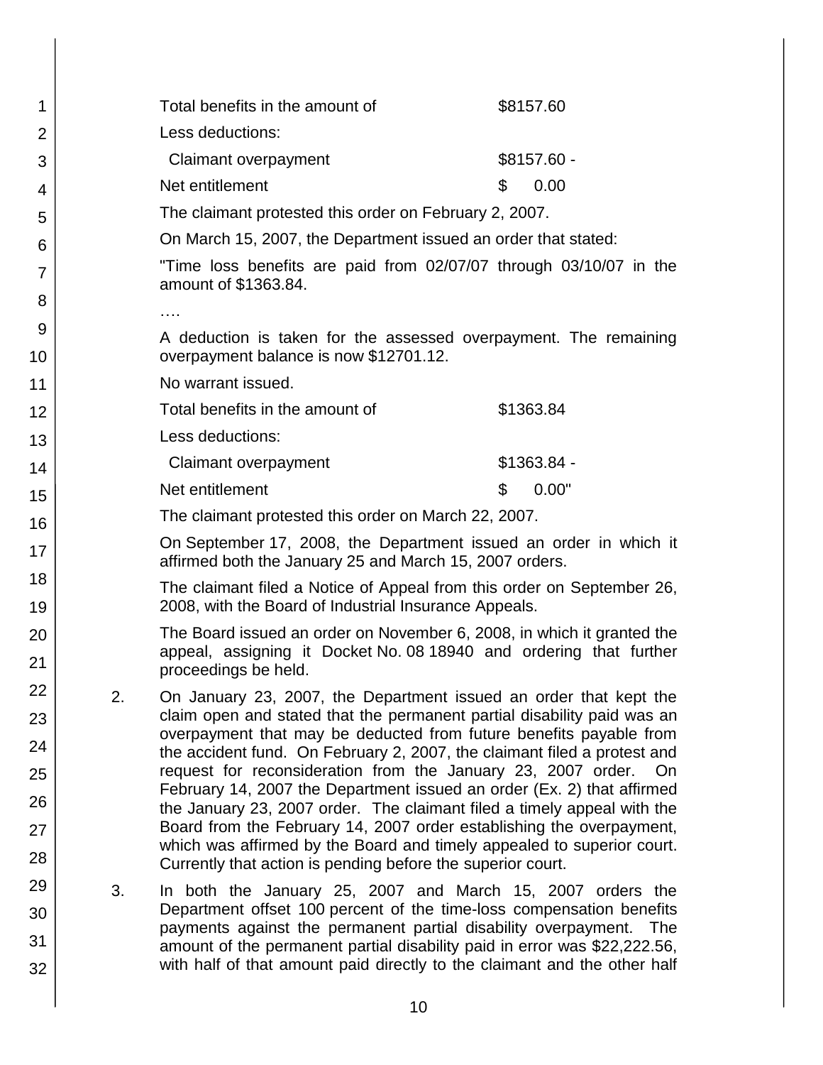| | |
|---|---|
| Total benefits in the amount of | $8157.60 |
| Less deductions: | |
| Claimant overpayment | $8157.60 - |
| Net entitlement | $ 0.00 |

The claimant protested this order on February 2, 2007.

On March 15, 2007, the Department issued an order that stated:

"Time loss benefits are paid from 02/07/07 through 03/10/07 in the amount of $1363.84.

….

A deduction is taken for the assessed overpayment. The remaining overpayment balance is now $12701.12.

No warrant issued.

| | |
|---|---|
| Total benefits in the amount of | $1363.84 |
| Less deductions: | |
| Claimant overpayment | $1363.84 - |
| Net entitlement | $ 0.00" |

The claimant protested this order on March 22, 2007.

On September 17, 2008, the Department issued an order in which it affirmed both the January 25 and March 15, 2007 orders.

The claimant filed a Notice of Appeal from this order on September 26, 2008, with the Board of Industrial Insurance Appeals.

The Board issued an order on November 6, 2008, in which it granted the appeal, assigning it Docket No. 08 18940 and ordering that further proceedings be held.

2. On January 23, 2007, the Department issued an order that kept the claim open and stated that the permanent partial disability paid was an overpayment that may be deducted from future benefits payable from the accident fund. On February 2, 2007, the claimant filed a protest and request for reconsideration from the January 23, 2007 order. On February 14, 2007 the Department issued an order (Ex. 2) that affirmed the January 23, 2007 order. The claimant filed a timely appeal with the Board from the February 14, 2007 order establishing the overpayment, which was affirmed by the Board and timely appealed to superior court. Currently that action is pending before the superior court.

3. In both the January 25, 2007 and March 15, 2007 orders the Department offset 100 percent of the time-loss compensation benefits payments against the permanent partial disability overpayment. The amount of the permanent partial disability paid in error was $22,222.56, with half of that amount paid directly to the claimant and the other half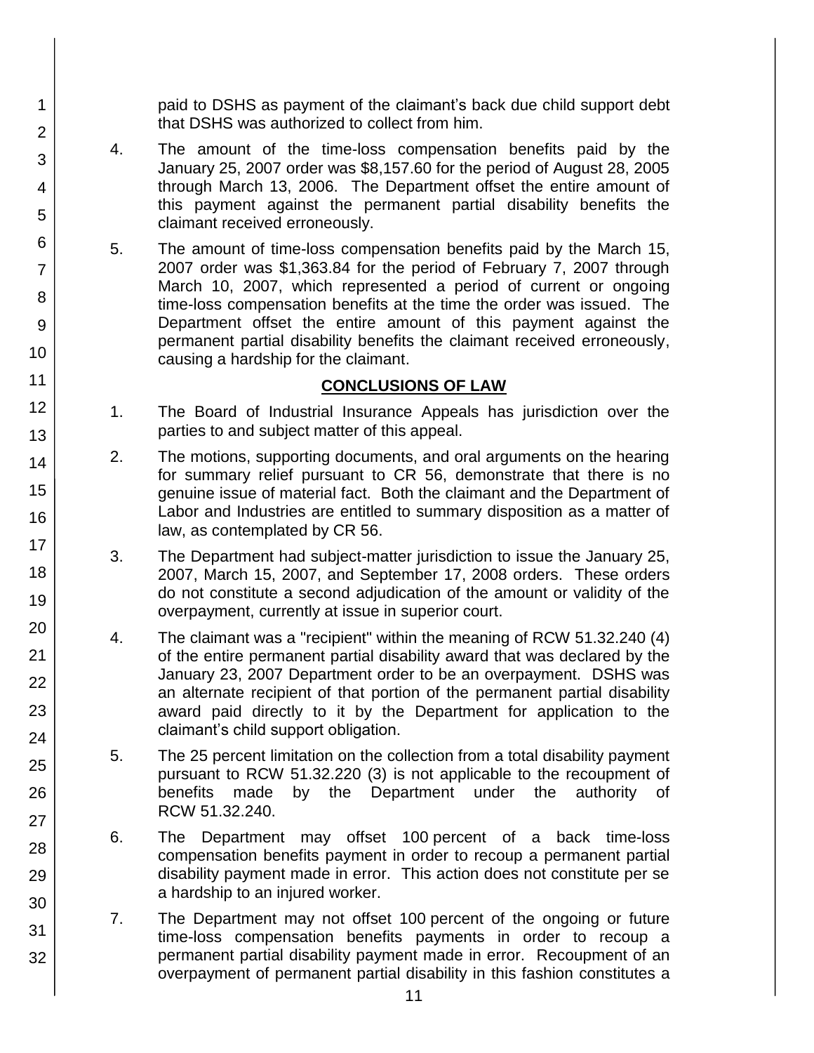paid to DSHS as payment of the claimant's back due child support debt that DSHS was authorized to collect from him.

4. The amount of the time-loss compensation benefits paid by the January 25, 2007 order was $8,157.60 for the period of August 28, 2005 through March 13, 2006. The Department offset the entire amount of this payment against the permanent partial disability benefits the claimant received erroneously.

5. The amount of time-loss compensation benefits paid by the March 15, 2007 order was $1,363.84 for the period of February 7, 2007 through March 10, 2007, which represented a period of current or ongoing time-loss compensation benefits at the time the order was issued. The Department offset the entire amount of this payment against the permanent partial disability benefits the claimant received erroneously, causing a hardship for the claimant.

## CONCLUSIONS OF LAW

1. The Board of Industrial Insurance Appeals has jurisdiction over the parties to and subject matter of this appeal.

2. The motions, supporting documents, and oral arguments on the hearing for summary relief pursuant to CR 56, demonstrate that there is no genuine issue of material fact. Both the claimant and the Department of Labor and Industries are entitled to summary disposition as a matter of law, as contemplated by CR 56.

3. The Department had subject-matter jurisdiction to issue the January 25, 2007, March 15, 2007, and September 17, 2008 orders. These orders do not constitute a second adjudication of the amount or validity of the overpayment, currently at issue in superior court.

4. The claimant was a "recipient" within the meaning of RCW 51.32.240 (4) of the entire permanent partial disability award that was declared by the January 23, 2007 Department order to be an overpayment. DSHS was an alternate recipient of that portion of the permanent partial disability award paid directly to it by the Department for application to the claimant's child support obligation.

5. The 25 percent limitation on the collection from a total disability payment pursuant to RCW 51.32.220 (3) is not applicable to the recoupment of benefits made by the Department under the authority of RCW 51.32.240.

6. The Department may offset 100 percent of a back time-loss compensation benefits payment in order to recoup a permanent partial disability payment made in error. This action does not constitute per se a hardship to an injured worker.

7. The Department may not offset 100 percent of the ongoing or future time-loss compensation benefits payments in order to recoup a permanent partial disability payment made in error. Recoupment of an overpayment of permanent partial disability in this fashion constitutes a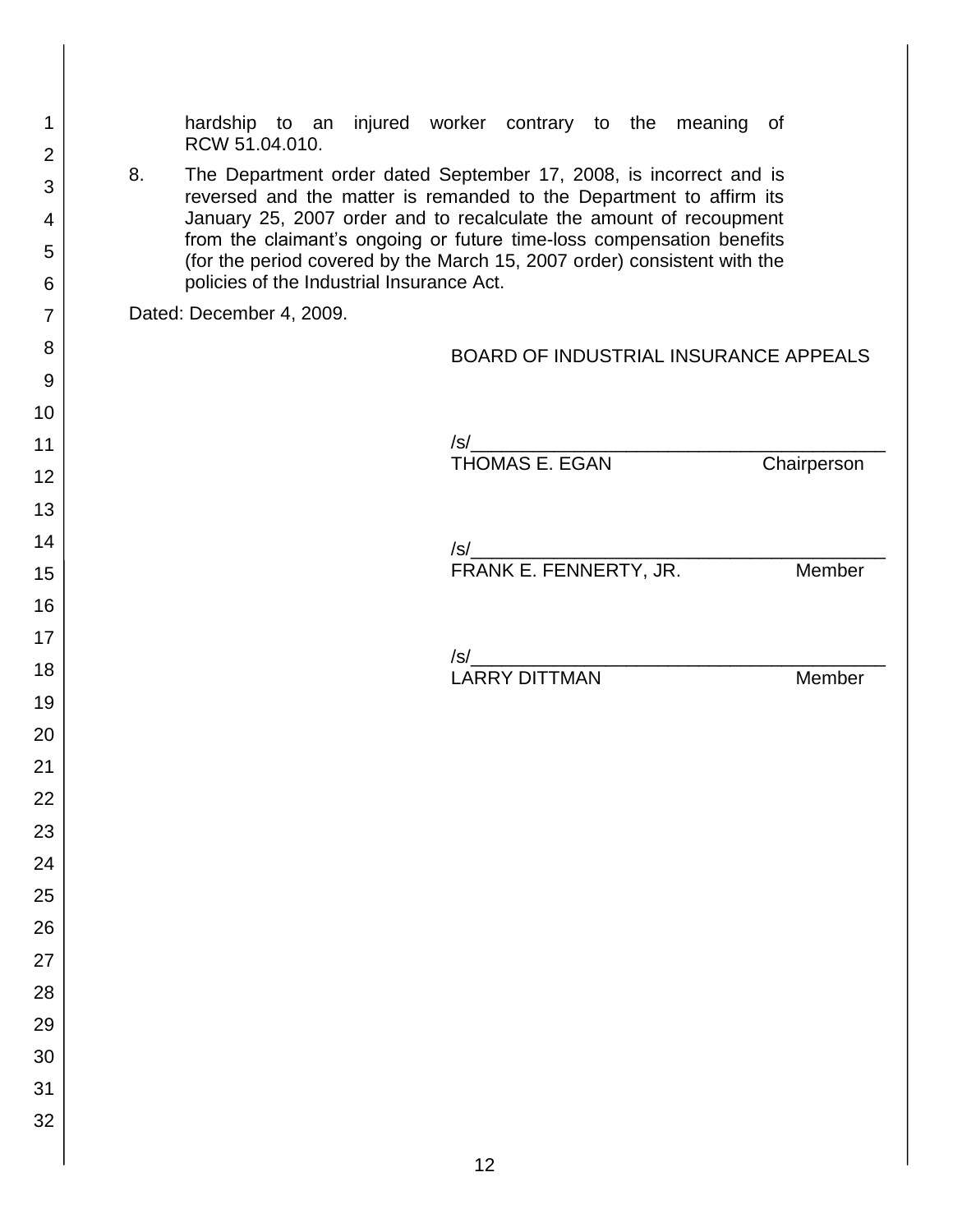hardship to an injured worker contrary to the meaning of RCW 51.04.010.

8. The Department order dated September 17, 2008, is incorrect and is reversed and the matter is remanded to the Department to affirm its January 25, 2007 order and to recalculate the amount of recoupment from the claimant's ongoing or future time-loss compensation benefits (for the period covered by the March 15, 2007 order) consistent with the policies of the Industrial Insurance Act.

Dated: December 4, 2009.

BOARD OF INDUSTRIAL INSURANCE APPEALS

/s/________________________________________
THOMAS E. EGAN Chairperson

/s/________________________________________
FRANK E. FENNERTY, JR. Member

/s/________________________________________
LARRY DITTMAN Member